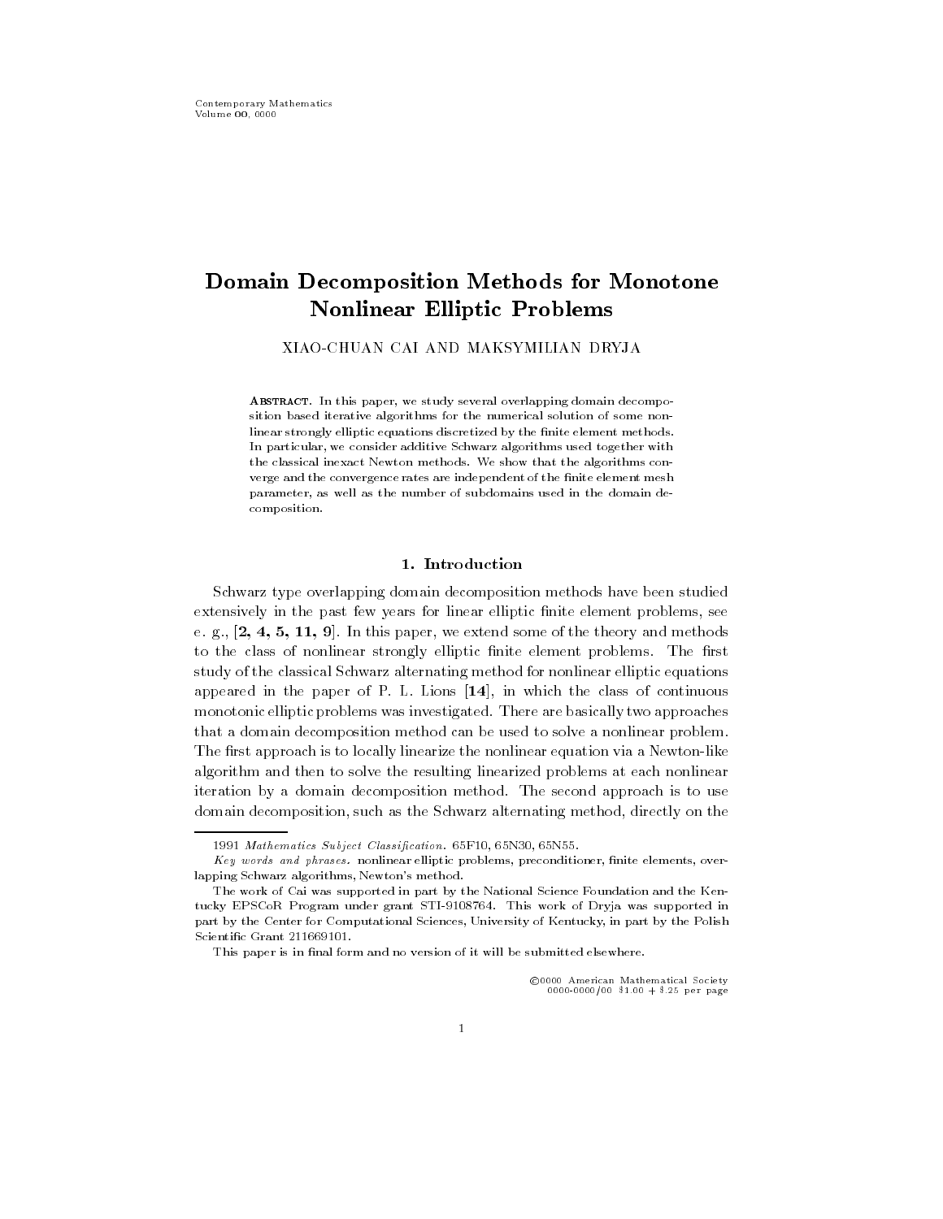# Domain Decomposition Methods for Monotone Nonlinear Elliptic Problems

XIAO-CHUAN CAI AND MAKSYMILIAN DRYJA

ABSTRACT. In this paper, we study several overlapping domain decomposition based iterative algorithms for the numerical solution of some nonlinear strongly elliptic equations discretized by the finite element methods. In particular, we consider additive Schwarz algorithms used together with the classical inexact Newton methods. We show that the algorithms converge and the convergence rates are independent of the finite element mesh parameter, as well as the number of subdomains used in the domain decomposition.

## 1. Introduction

Schwarz type overlapping domain decomposition methods have been studied extensively in the past few years for linear elliptic finite element problems, see e. g., [**2, 4, 5, 11, 9**]. In this paper, we extend some of the theory and methods to the class of nonlinear strongly elliptic finite element problems. The first study of the classical Schwarz alternating method for nonlinear elliptic equations appeared in the paper of P. L. Lions [**14**], in which the class of continuous monotonic elliptic problems was investigated. There are basically two approaches that a domain decomposition method can be used to solve a nonlinear problem. The first approach is to locally linearize the nonlinear equation via a Newton-like algorithm and then to solve the resulting linearized problems at each nonlinear iteration by a domain decomposition method. The second approach is to use domain decomposition, such as the Schwarz alternating method, directly on the

---

1991 *Mathematics Subject Classification.* 65F10, 65N30, 65N55.

*Key words and phrases.* nonlinear elliptic problems, preconditioner, finite elements, overlapping Schwarz algorithms, Newton's method.

The work of Cai was supported in part by the National Science Foundation and the Kentucky EPSCoR Program under grant STI-9108764. This work of Dryja was supported in part by the Center for Computational Sciences, University of Kentucky, in part by the Polish Scientific Grant 211669101.

This paper is in final form and no version of it will be submitted elsewhere.

©0000 American Mathematical Society
0000-0000/00 $1.00 + $.25 per page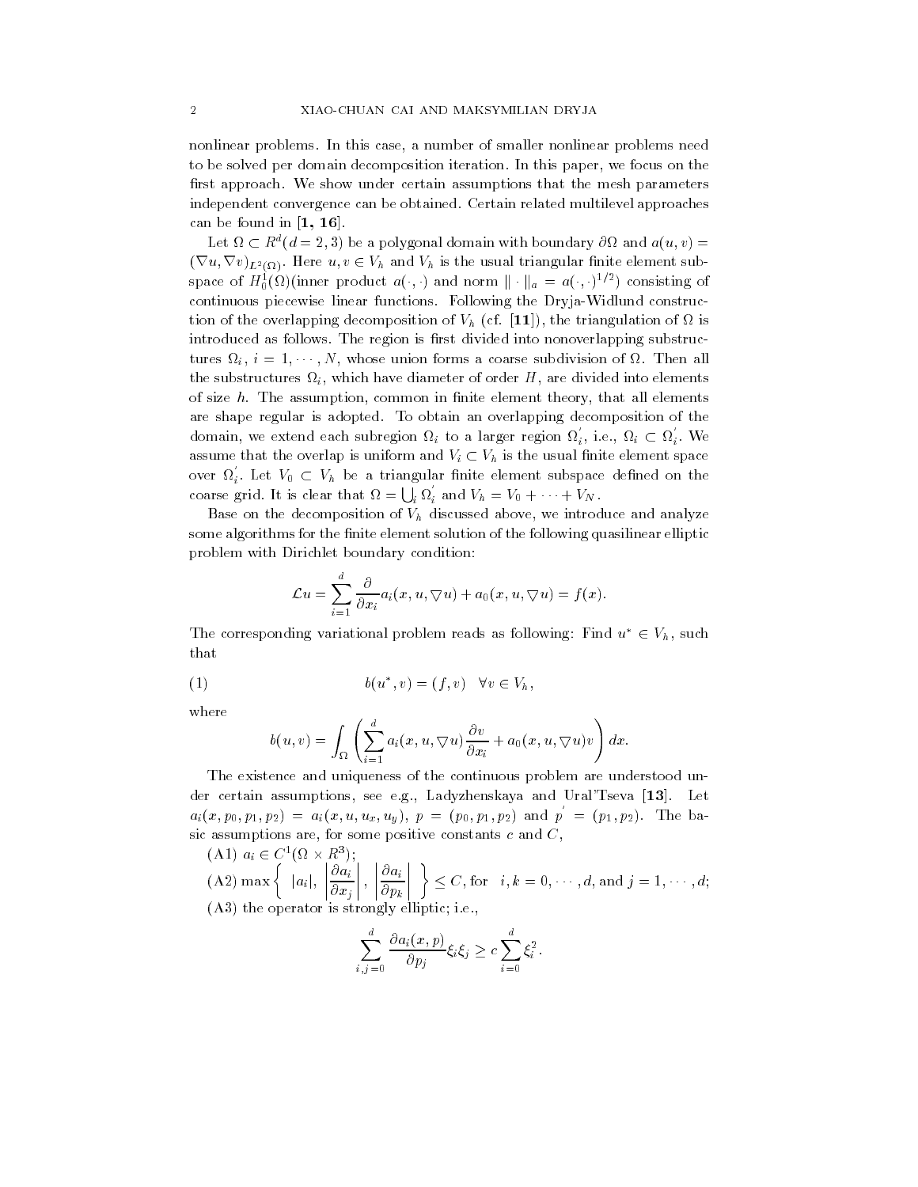nonlinear problems. In this case, a number of smaller nonlinear problems need to be solved per domain decomposition iteration. In this paper, we focus on the first approach. We show under certain assumptions that the mesh parameters independent convergence can be obtained. Certain related multilevel approaches can be found in [**1, 16**].

Let $\Omega \subset R^d (d = 2, 3)$ be a polygonal domain with boundary $\partial\Omega$ and $a(u, v) = (\nabla u, \nabla v)_{L^2(\Omega)}$. Here $u, v \in V_h$ and $V_h$ is the usual triangular finite element subspace of $H_0^1(\Omega)$(inner product $a(\cdot, \cdot)$ and norm $\| \cdot \|_a = a(\cdot, \cdot)^{1/2}$) consisting of continuous piecewise linear functions. Following the Dryja-Widlund construction of the overlapping decomposition of $V_h$ (cf. [**11**]), the triangulation of $\Omega$ is introduced as follows. The region is first divided into nonoverlapping substructures $\Omega_i$, $i = 1, \cdots, N$, whose union forms a coarse subdivision of $\Omega$. Then all the substructures $\Omega_i$, which have diameter of order $H$, are divided into elements of size $h$. The assumption, common in finite element theory, that all elements are shape regular is adopted. To obtain an overlapping decomposition of the domain, we extend each subregion $\Omega_i$ to a larger region $\Omega_i^{'}$, i.e., $\Omega_i \subset \Omega_i^{'}$. We assume that the overlap is uniform and $V_i \subset V_h$ is the usual finite element space over $\Omega_i^{'}$. Let $V_0 \subset V_h$ be a triangular finite element subspace defined on the coarse grid. It is clear that $\Omega = \bigcup_i \Omega_i^{'}$ and $V_h = V_0 + \cdots + V_N$.

Base on the decomposition of $V_h$ discussed above, we introduce and analyze some algorithms for the finite element solution of the following quasilinear elliptic problem with Dirichlet boundary condition:

$$\mathcal{L}u = \sum_{i=1}^{d} \frac{\partial}{\partial x_i} a_i(x, u, \nabla u) + a_0(x, u, \nabla u) = f(x).$$

The corresponding variational problem reads as following: Find $u^* \in V_h$, such that

$$b(u^*, v) = (f, v) \quad \forall v \in V_h, \tag{1}$$

where

$$b(u, v) = \int_\Omega \left( \sum_{i=1}^{d} a_i(x, u, \nabla u) \frac{\partial v}{\partial x_i} + a_0(x, u, \nabla u) v \right) dx.$$

The existence and uniqueness of the continuous problem are understood under certain assumptions, see e.g., Ladyzhenskaya and Ural'Tseva [**13**]. Let $a_i(x, p_0, p_1, p_2) = a_i(x, u, u_x, u_y)$, $p = (p_0, p_1, p_2)$ and $p^{'} = (p_1, p_2)$. The basic assumptions are, for some positive constants $c$ and $C$,

(A1) $a_i \in C^1(\Omega \times R^3)$;

(A2) $\max \left\{ \; |a_i|, \; \left| \frac{\partial a_i}{\partial x_j} \right|, \; \left| \frac{\partial a_i}{\partial p_k} \right| \; \right\} \leq C$, for $\; i, k = 0, \cdots, d$, and $j = 1, \cdots, d$;

(A3) the operator is strongly elliptic; i.e.,

$$\sum_{i,j=0}^{d} \frac{\partial a_i(x, p)}{\partial p_j} \xi_i \xi_j \geq c \sum_{i=0}^{d} \xi_i^2 .$$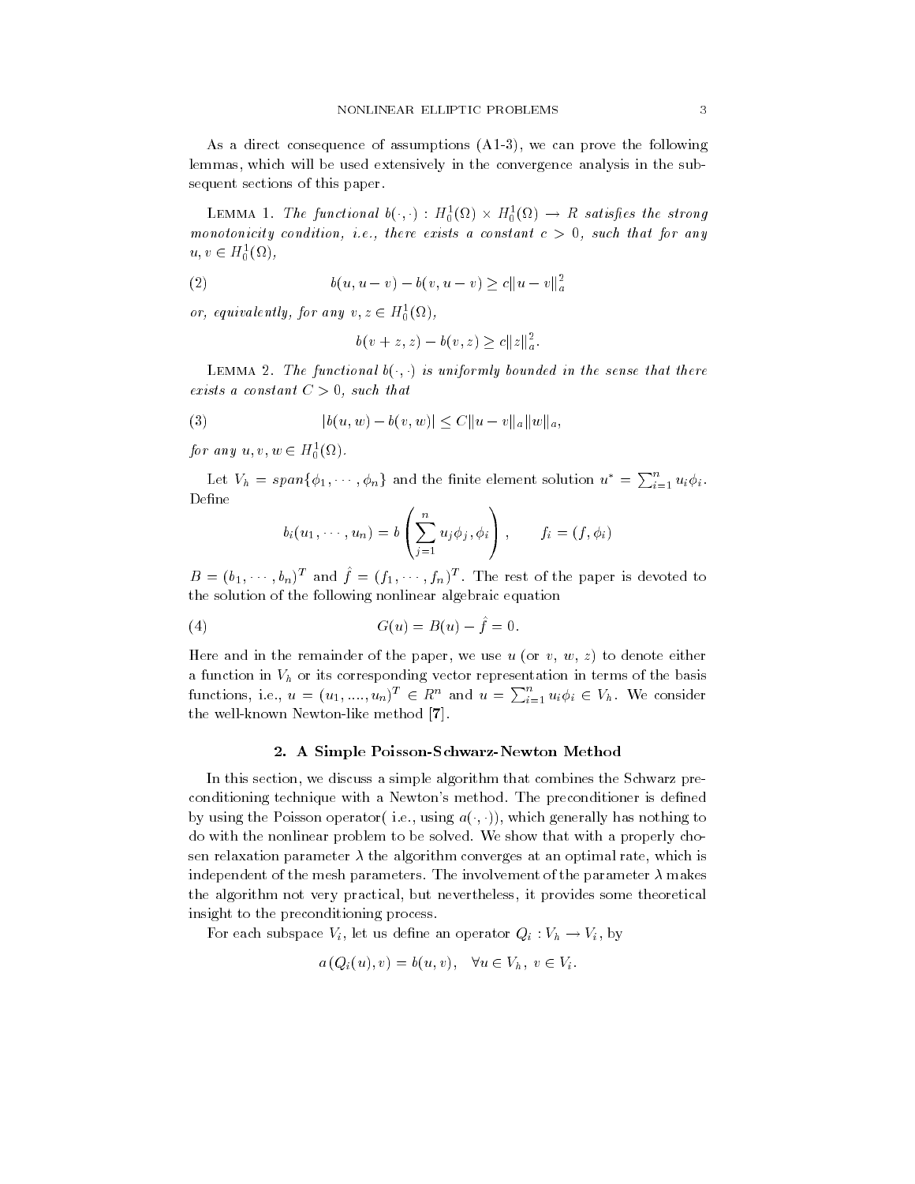As a direct consequence of assumptions (A1-3), we can prove the following lemmas, which will be used extensively in the convergence analysis in the subsequent sections of this paper.

Lemma 1. *The functional $b(\cdot,\cdot) : H_0^1(\Omega) \times H_0^1(\Omega) \to R$ satisfies the strong monotonicity condition, i.e., there exists a constant $c > 0$, such that for any $u, v \in H_0^1(\Omega)$,*

$$b(u, u - v) - b(v, u - v) \geq c\|u - v\|_a^2 \tag{2}$$

*or, equivalently, for any $v, z \in H_0^1(\Omega)$,*

$$b(v + z, z) - b(v, z) \geq c\|z\|_a^2.$$

Lemma 2. *The functional $b(\cdot,\cdot)$ is uniformly bounded in the sense that there exists a constant $C > 0$, such that*

$$|b(u, w) - b(v, w)| \leq C\|u - v\|_a\|w\|_a, \tag{3}$$

*for any $u, v, w \in H_0^1(\Omega)$.*

Let $V_h = span\{\phi_1, \cdots, \phi_n\}$ and the finite element solution $u^* = \sum_{i=1}^n u_i\phi_i$. Define

$$b_i(u_1, \cdots, u_n) = b\left(\sum_{j=1}^n u_j\phi_j, \phi_i\right), \qquad f_i = (f, \phi_i)$$

$B = (b_1, \cdots, b_n)^T$ and $\hat{f} = (f_1, \cdots, f_n)^T$. The rest of the paper is devoted to the solution of the following nonlinear algebraic equation

$$G(u) = B(u) - \hat{f} = 0. \tag{4}$$

Here and in the remainder of the paper, we use $u$ (or $v$, $w$, $z$) to denote either a function in $V_h$ or its corresponding vector representation in terms of the basis functions, i.e., $u = (u_1, ...., u_n)^T \in R^n$ and $u = \sum_{i=1}^n u_i\phi_i \in V_h$. We consider the well-known Newton-like method [**7**].

## 2. A Simple Poisson-Schwarz-Newton Method

In this section, we discuss a simple algorithm that combines the Schwarz preconditioning technique with a Newton's method. The preconditioner is defined by using the Poisson operator( i.e., using $a(\cdot,\cdot)$), which generally has nothing to do with the nonlinear problem to be solved. We show that with a properly chosen relaxation parameter $\lambda$ the algorithm converges at an optimal rate, which is independent of the mesh parameters. The involvement of the parameter $\lambda$ makes the algorithm not very practical, but nevertheless, it provides some theoretical insight to the preconditioning process.

For each subspace $V_i$, let us define an operator $Q_i : V_h \to V_i$, by

$$a(Q_i(u), v) = b(u, v), \quad \forall u \in V_h,\ v \in V_i.$$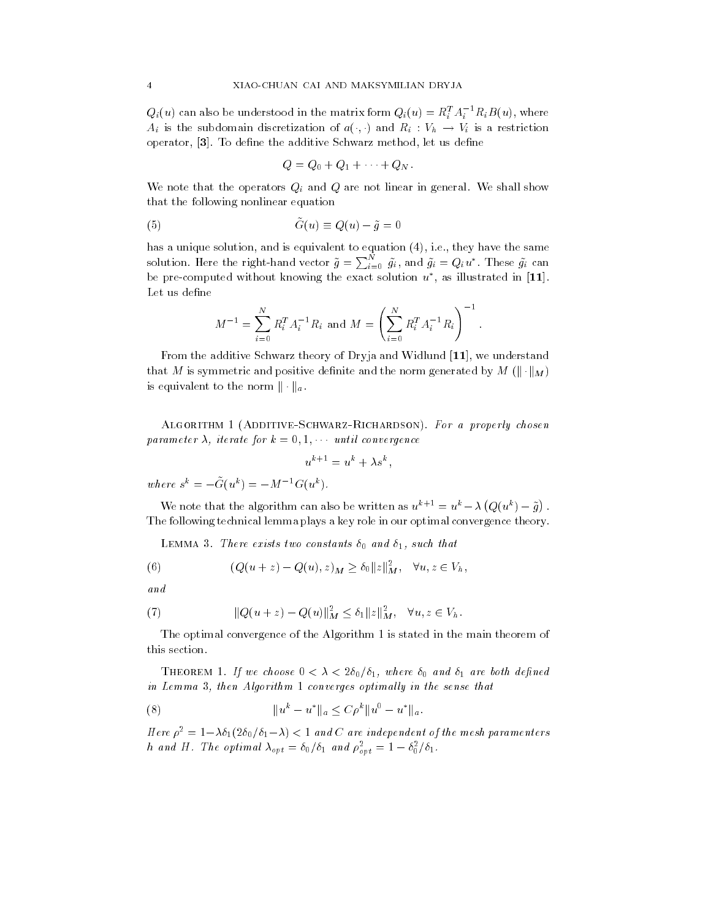$Q_i(u)$ can also be understood in the matrix form $Q_i(u) = R_i^T A_i^{-1} R_i B(u)$, where $A_i$ is the subdomain discretization of $a(\cdot,\cdot)$ and $R_i : V_h \to V_i$ is a restriction operator, [**3**]. To define the additive Schwarz method, let us define

$$Q = Q_0 + Q_1 + \cdots + Q_N .$$

We note that the operators $Q_i$ and $Q$ are not linear in general. We shall show that the following nonlinear equation

$$\tilde{G}(u) \equiv Q(u) - \tilde{g} = 0 \tag{5}$$

has a unique solution, and is equivalent to equation (4), i.e., they have the same solution. Here the right-hand vector $\tilde{g} = \sum_{i=0}^{N} \tilde{g}_i$, and $\tilde{g}_i = Q_i u^*$. These $\tilde{g}_i$ can be pre-computed without knowing the exact solution $u^*$, as illustrated in [**11**]. Let us define

$$M^{-1} = \sum_{i=0}^{N} R_i^T A_i^{-1} R_i \text{ and } M = \left( \sum_{i=0}^{N} R_i^T A_i^{-1} R_i \right)^{-1} .$$

From the additive Schwarz theory of Dryja and Widlund [**11**], we understand that $M$ is symmetric and positive definite and the norm generated by $M$ ($\|\cdot\|_M$) is equivalent to the norm $\|\cdot\|_a$.

Algorithm 1 (Additive-Schwarz-Richardson). *For a properly chosen parameter $\lambda$, iterate for $k = 0, 1, \cdots$ until convergence*

$$u^{k+1} = u^k + \lambda s^k ,$$

*where $s^k = -\tilde{G}(u^k) = -M^{-1}G(u^k)$.*

We note that the algorithm can also be written as $u^{k+1} = u^k - \lambda \left( Q(u^k) - \tilde{g} \right)$. The following technical lemma plays a key role in our optimal convergence theory.

Lemma 3. *There exists two constants $\delta_0$ and $\delta_1$, such that*

$$(Q(u+z) - Q(u), z)_M \geq \delta_0 \|z\|_M^2, \quad \forall u, z \in V_h , \tag{6}$$

*and*

$$\|Q(u+z) - Q(u)\|_M^2 \leq \delta_1 \|z\|_M^2, \quad \forall u, z \in V_h . \tag{7}$$

The optimal convergence of the Algorithm 1 is stated in the main theorem of this section.

Theorem 1. *If we choose $0 < \lambda < 2\delta_0/\delta_1$, where $\delta_0$ and $\delta_1$ are both defined in Lemma 3, then Algorithm 1 converges optimally in the sense that*

$$\|u^k - u^*\|_a \leq C \rho^k \|u^0 - u^*\|_a . \tag{8}$$

*Here $\rho^2 = 1 - \lambda\delta_1(2\delta_0/\delta_1 - \lambda) < 1$ and $C$ are independent of the mesh paramenters $h$ and $H$. The optimal $\lambda_{opt} = \delta_0/\delta_1$ and $\rho_{opt}^2 = 1 - \delta_0^2/\delta_1$.*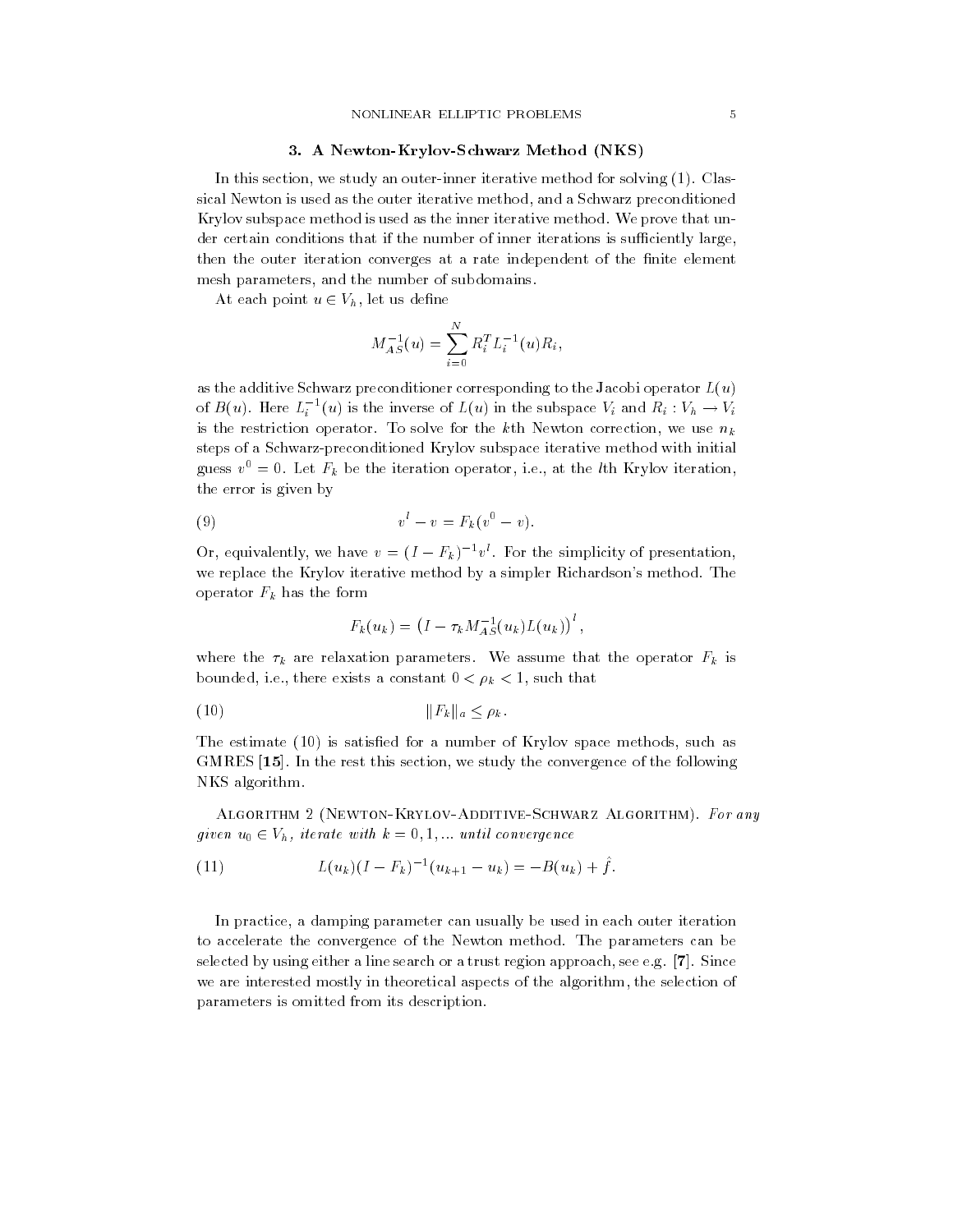### 3. A Newton-Krylov-Schwarz Method (NKS)

In this section, we study an outer-inner iterative method for solving (1). Classical Newton is used as the outer iterative method, and a Schwarz preconditioned Krylov subspace method is used as the inner iterative method. We prove that under certain conditions that if the number of inner iterations is sufficiently large, then the outer iteration converges at a rate independent of the finite element mesh parameters, and the number of subdomains.

At each point $u \in V_h$, let us define

$$M_{AS}^{-1}(u) = \sum_{i=0}^{N} R_i^T L_i^{-1}(u) R_i,$$

as the additive Schwarz preconditioner corresponding to the Jacobi operator $L(u)$ of $B(u)$. Here $L_i^{-1}(u)$ is the inverse of $L(u)$ in the subspace $V_i$ and $R_i : V_h \rightarrow V_i$ is the restriction operator. To solve for the $k$th Newton correction, we use $n_k$ steps of a Schwarz-preconditioned Krylov subspace iterative method with initial guess $v^0 = 0$. Let $F_k$ be the iteration operator, i.e., at the $l$th Krylov iteration, the error is given by

$$v^l - v = F_k(v^0 - v). \tag{9}$$

Or, equivalently, we have $v = (I - F_k)^{-1} v^l$. For the simplicity of presentation, we replace the Krylov iterative method by a simpler Richardson's method. The operator $F_k$ has the form

$$F_k(u_k) = \left(I - \tau_k M_{AS}^{-1}(u_k) L(u_k)\right)^l,$$

where the $\tau_k$ are relaxation parameters. We assume that the operator $F_k$ is bounded, i.e., there exists a constant $0 < \rho_k < 1$, such that

$$\|F_k\|_a \leq \rho_k. \tag{10}$$

The estimate (10) is satisfied for a number of Krylov space methods, such as GMRES [**15**]. In the rest this section, we study the convergence of the following NKS algorithm.

Algorithm 2 (Newton-Krylov-Additive-Schwarz Algorithm). *For any given $u_0 \in V_h$, iterate with $k = 0, 1, \ldots$ until convergence*

$$L(u_k)(I - F_k)^{-1}(u_{k+1} - u_k) = -B(u_k) + \hat{f}. \tag{11}$$

In practice, a damping parameter can usually be used in each outer iteration to accelerate the convergence of the Newton method. The parameters can be selected by using either a line search or a trust region approach, see e.g. [**7**]. Since we are interested mostly in theoretical aspects of the algorithm, the selection of parameters is omitted from its description.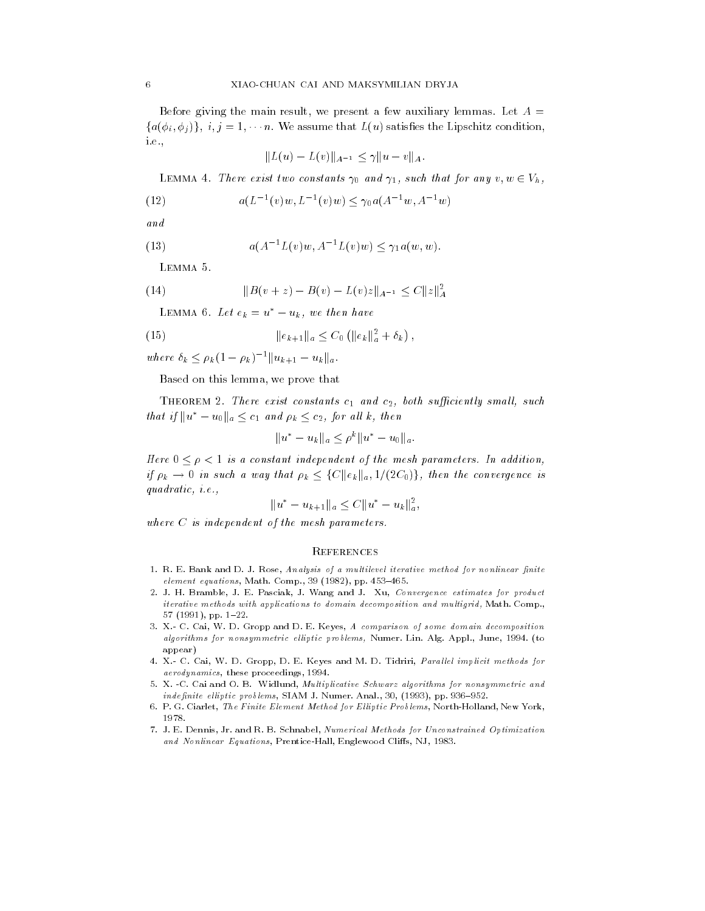Before giving the main result, we present a few auxiliary lemmas. Let $A = \{a(\phi_i, \phi_j)\}$, $i, j = 1, \cdots n$. We assume that $L(u)$ satisfies the Lipschitz condition, i.e.,

$$\|L(u) - L(v)\|_{A^{-1}} \leq \gamma \|u - v\|_A.$$

Lemma 4. *There exist two constants $\gamma_0$ and $\gamma_1$, such that for any $v, w \in V_h$,*

$$a(L^{-1}(v)w, L^{-1}(v)w) \leq \gamma_0 a(A^{-1}w, A^{-1}w) \tag{12}$$

*and*

$$a(A^{-1}L(v)w, A^{-1}L(v)w) \leq \gamma_1 a(w, w). \tag{13}$$

Lemma 5.

$$\|B(v + z) - B(v) - L(v)z\|_{A^{-1}} \leq C\|z\|_A^2 \tag{14}$$

Lemma 6. *Let $e_k = u^* - u_k$, we then have*

$$\|e_{k+1}\|_a \leq C_0 \left(\|e_k\|_a^2 + \delta_k\right), \tag{15}$$

*where $\delta_k \leq \rho_k(1 - \rho_k)^{-1}\|u_{k+1} - u_k\|_a$.*

Based on this lemma, we prove that

Theorem 2. *There exist constants $c_1$ and $c_2$, both sufficiently small, such that if $\|u^* - u_0\|_a \leq c_1$ and $\rho_k \leq c_2$, for all $k$, then*

$$\|u^* - u_k\|_a \leq \rho^k \|u^* - u_0\|_a.$$

*Here $0 \leq \rho < 1$ is a constant independent of the mesh parameters. In addition, if $\rho_k \to 0$ in such a way that $\rho_k \leq \{C\|e_k\|_a, 1/(2C_0)\}$, then the convergence is quadratic, i.e.,*

$$\|u^* - u_{k+1}\|_a \leq C\|u^* - u_k\|_a^2,$$

*where $C$ is independent of the mesh parameters.*

## References

1. R. E. Bank and D. J. Rose, *Analysis of a multilevel iterative method for nonlinear finite element equations*, Math. Comp., 39 (1982), pp. 453–465.
2. J. H. Bramble, J. E. Pasciak, J. Wang and J. Xu, *Convergence estimates for product iterative methods with applications to domain decomposition and multigrid,* Math. Comp., 57 (1991), pp. 1–22.
3. X.- C. Cai, W. D. Gropp and D. E. Keyes, *A comparison of some domain decomposition algorithms for nonsymmetric elliptic problems,* Numer. Lin. Alg. Appl., June, 1994. (to appear)
4. X.- C. Cai, W. D. Gropp, D. E. Keyes and M. D. Tidriri, *Parallel implicit methods for aerodynamics*, these proceedings, 1994.
5. X. -C. Cai and O. B. Widlund, *Multiplicative Schwarz algorithms for nonsymmetric and indefinite elliptic problems*, SIAM J. Numer. Anal., 30, (1993), pp. 936–952.
6. P. G. Ciarlet, *The Finite Element Method for Elliptic Problems*, North-Holland, New York, 1978.
7. J. E. Dennis, Jr. and R. B. Schnabel, *Numerical Methods for Unconstrained Optimization and Nonlinear Equations*, Prentice-Hall, Englewood Cliffs, NJ, 1983.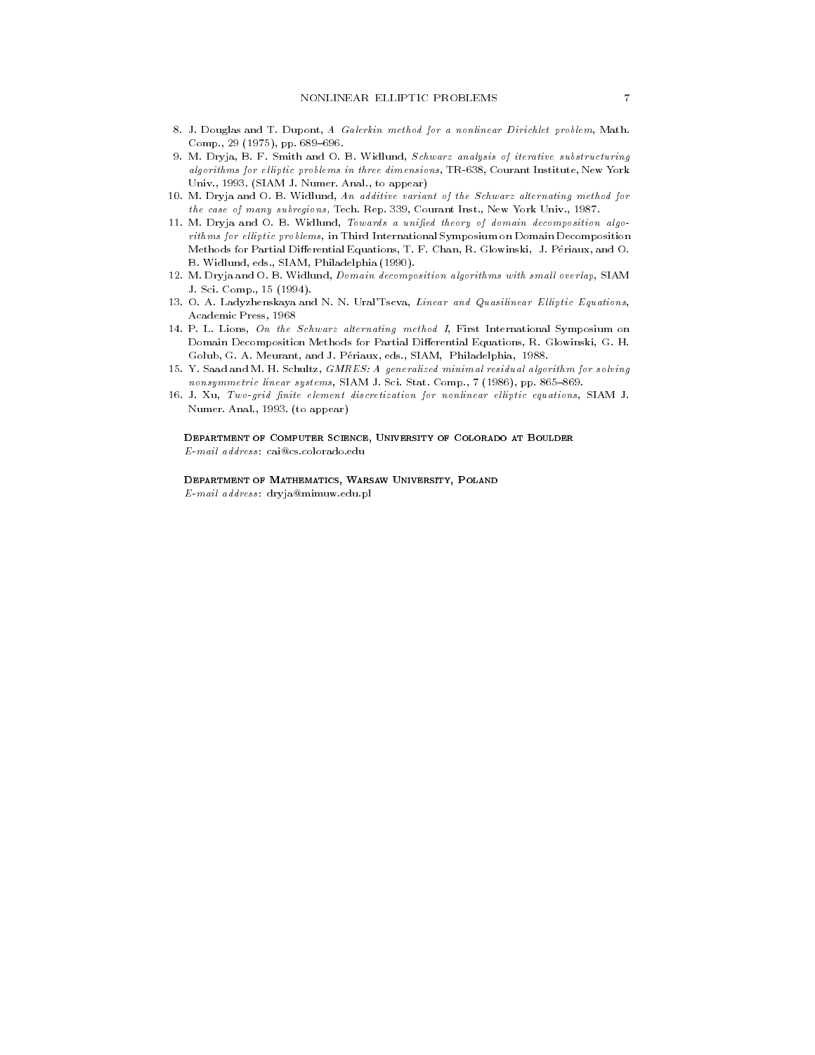8. J. Douglas and T. Dupont, *A Galerkin method for a nonlinear Dirichlet problem*, Math. Comp., 29 (1975), pp. 689–696.
9. M. Dryja, B. F. Smith and O. B. Widlund, *Schwarz analysis of iterative substructuring algorithms for elliptic problems in three dimensions*, TR-638, Courant Institute, New York Univ., 1993. (SIAM J. Numer. Anal., to appear)
10. M. Dryja and O. B. Widlund, *An additive variant of the Schwarz alternating method for the case of many subregions,* Tech. Rep. 339, Courant Inst., New York Univ., 1987.
11. M. Dryja and O. B. Widlund, *Towards a unified theory of domain decomposition algorithms for elliptic problems*, in Third International Symposium on Domain Decomposition Methods for Partial Differential Equations, T. F. Chan, R. Glowinski, J. Périaux, and O. B. Widlund, eds., SIAM, Philadelphia (1990).
12. M. Dryja and O. B. Widlund, *Domain decomposition algorithms with small overlap*, SIAM J. Sci. Comp., 15 (1994).
13. O. A. Ladyzhenskaya and N. N. Ural'Tseva, *Linear and Quasilinear Elliptic Equations*, Academic Press, 1968
14. P. L. Lions, *On the Schwarz alternating method I*, First International Symposium on Domain Decomposition Methods for Partial Differential Equations, R. Glowinski, G. H. Golub, G. A. Meurant, and J. Périaux, eds., SIAM, Philadelphia, 1988.
15. Y. Saad and M. H. Schultz, *GMRES: A generalized minimal residual algorithm for solving nonsymmetric linear systems*, SIAM J. Sci. Stat. Comp., 7 (1986), pp. 865–869.
16. J. Xu, *Two-grid finite element discretization for nonlinear elliptic equations*, SIAM J. Numer. Anal., 1993. (to appear)

Department of Computer Science, University of Colorado at Boulder
*E-mail address*: cai@cs.colorado.edu

Department of Mathematics, Warsaw University, Poland
*E-mail address*: dryja@mimuw.edu.pl